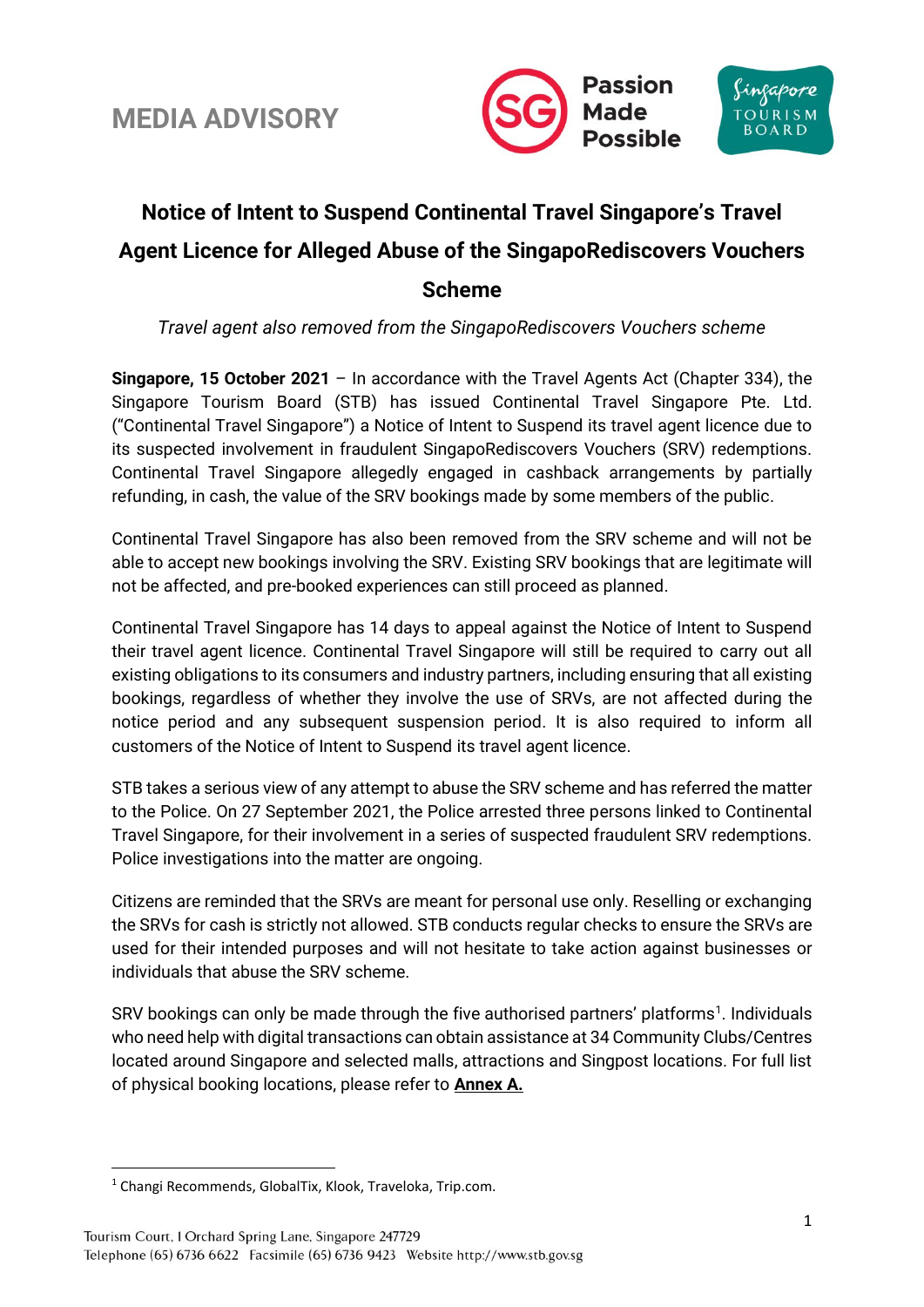MEDIA ADVISORY

# Notice of Intent to Suspend Continental Travel Singapore's Travel Agent Licence for Alleged Abuse of the SingapoRediscovers Vouchers Scheme

*Travel agent also removed from the SingapoRediscovers Vouchers scheme*

**Singapore, 15 October 2021** – In accordance with the Travel Agents Act (Chapter 334), the Singapore Tourism Board (STB) has issued Continental Travel Singapore Pte. Ltd. ("Continental Travel Singapore") a Notice of Intent to Suspend its travel agent licence due to its suspected involvement in fraudulent SingapoRediscovers Vouchers (SRV) redemptions. Continental Travel Singapore allegedly engaged in cashback arrangements by partially refunding, in cash, the value of the SRV bookings made by some members of the public.

Continental Travel Singapore has also been removed from the SRV scheme and will not be able to accept new bookings involving the SRV. Existing SRV bookings that are legitimate will not be affected, and pre-booked experiences can still proceed as planned.

Continental Travel Singapore has 14 days to appeal against the Notice of Intent to Suspend their travel agent licence. Continental Travel Singapore will still be required to carry out all existing obligations to its consumers and industry partners, including ensuring that all existing bookings, regardless of whether they involve the use of SRVs, are not affected during the notice period and any subsequent suspension period. It is also required to inform all customers of the Notice of Intent to Suspend its travel agent licence.

STB takes a serious view of any attempt to abuse the SRV scheme and has referred the matter to the Police. On 27 September 2021, the Police arrested three persons linked to Continental Travel Singapore, for their involvement in a series of suspected fraudulent SRV redemptions. Police investigations into the matter are ongoing.

Citizens are reminded that the SRVs are meant for personal use only. Reselling or exchanging the SRVs for cash is strictly not allowed. STB conducts regular checks to ensure the SRVs are used for their intended purposes and will not hesitate to take action against businesses or individuals that abuse the SRV scheme.

SRV bookings can only be made through the five authorised partners' platforms[1]. Individuals who need help with digital transactions can obtain assistance at 34 Community Clubs/Centres located around Singapore and selected malls, attractions and Singpost locations. For full list of physical booking locations, please refer to **Annex A.**

[1] Changi Recommends, GlobalTix, Klook, Traveloka, Trip.com.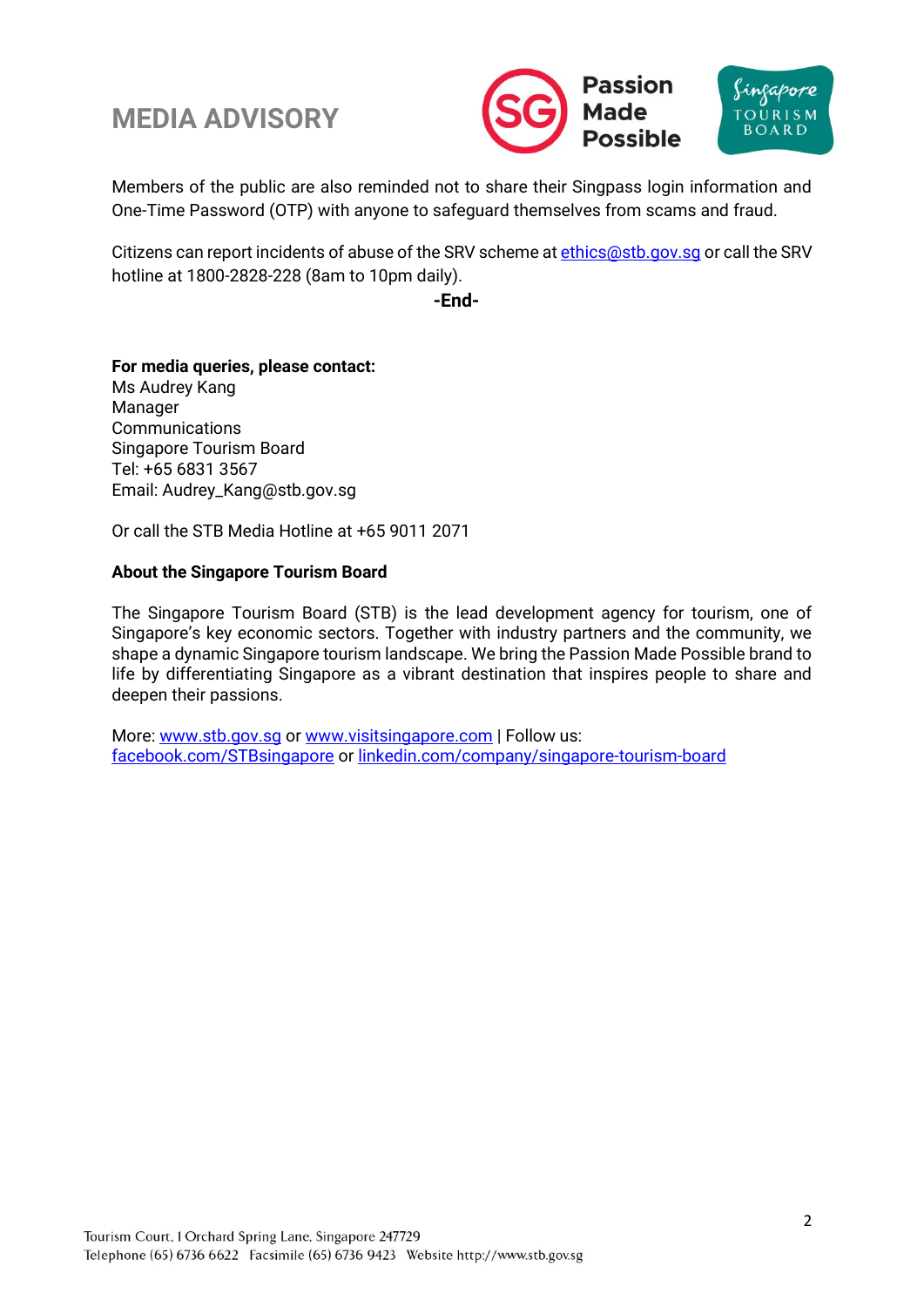Members of the public are also reminded not to share their Singpass login information and One-Time Password (OTP) with anyone to safeguard themselves from scams and fraud.

Citizens can report incidents of abuse of the SRV scheme at ethics@stb.gov.sg or call the SRV hotline at 1800-2828-228 (8am to 10pm daily).

**-End-**

**For media queries, please contact:**
Ms Audrey Kang
Manager
Communications
Singapore Tourism Board
Tel: +65 6831 3567
Email: Audrey_Kang@stb.gov.sg

Or call the STB Media Hotline at +65 9011 2071

**About the Singapore Tourism Board**

The Singapore Tourism Board (STB) is the lead development agency for tourism, one of Singapore's key economic sectors. Together with industry partners and the community, we shape a dynamic Singapore tourism landscape. We bring the Passion Made Possible brand to life by differentiating Singapore as a vibrant destination that inspires people to share and deepen their passions.

More: www.stb.gov.sg or www.visitsingapore.com | Follow us:
facebook.com/STBsingapore or linkedin.com/company/singapore-tourism-board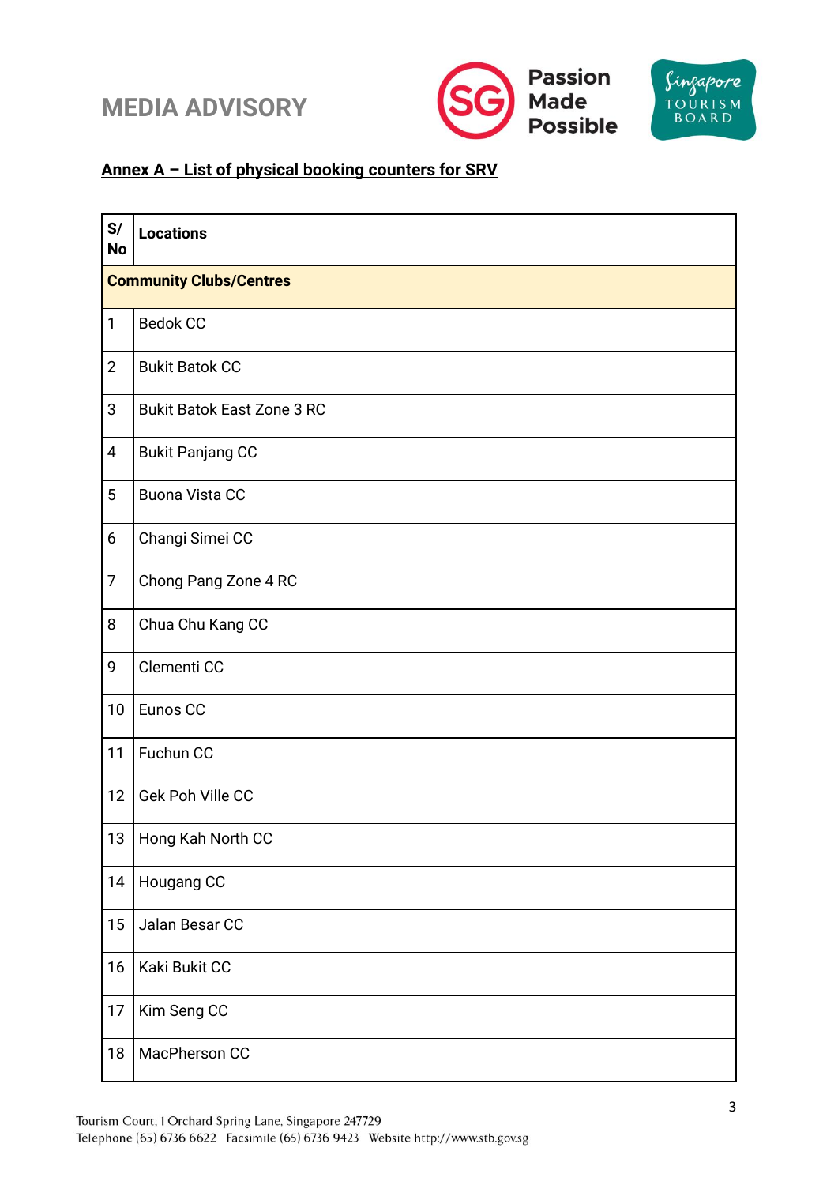MEDIA ADVISORY

**Annex A – List of physical booking counters for SRV**

| S/ No | Locations |
|---|---|
| **Community Clubs/Centres** | |
| 1 | Bedok CC |
| 2 | Bukit Batok CC |
| 3 | Bukit Batok East Zone 3 RC |
| 4 | Bukit Panjang CC |
| 5 | Buona Vista CC |
| 6 | Changi Simei CC |
| 7 | Chong Pang Zone 4 RC |
| 8 | Chua Chu Kang CC |
| 9 | Clementi CC |
| 10 | Eunos CC |
| 11 | Fuchun CC |
| 12 | Gek Poh Ville CC |
| 13 | Hong Kah North CC |
| 14 | Hougang CC |
| 15 | Jalan Besar CC |
| 16 | Kaki Bukit CC |
| 17 | Kim Seng CC |
| 18 | MacPherson CC |

Tourism Court, 1 Orchard Spring Lane, Singapore 247729
Telephone (65) 6736 6622 Facsimile (65) 6736 9423 Website http://www.stb.gov.sg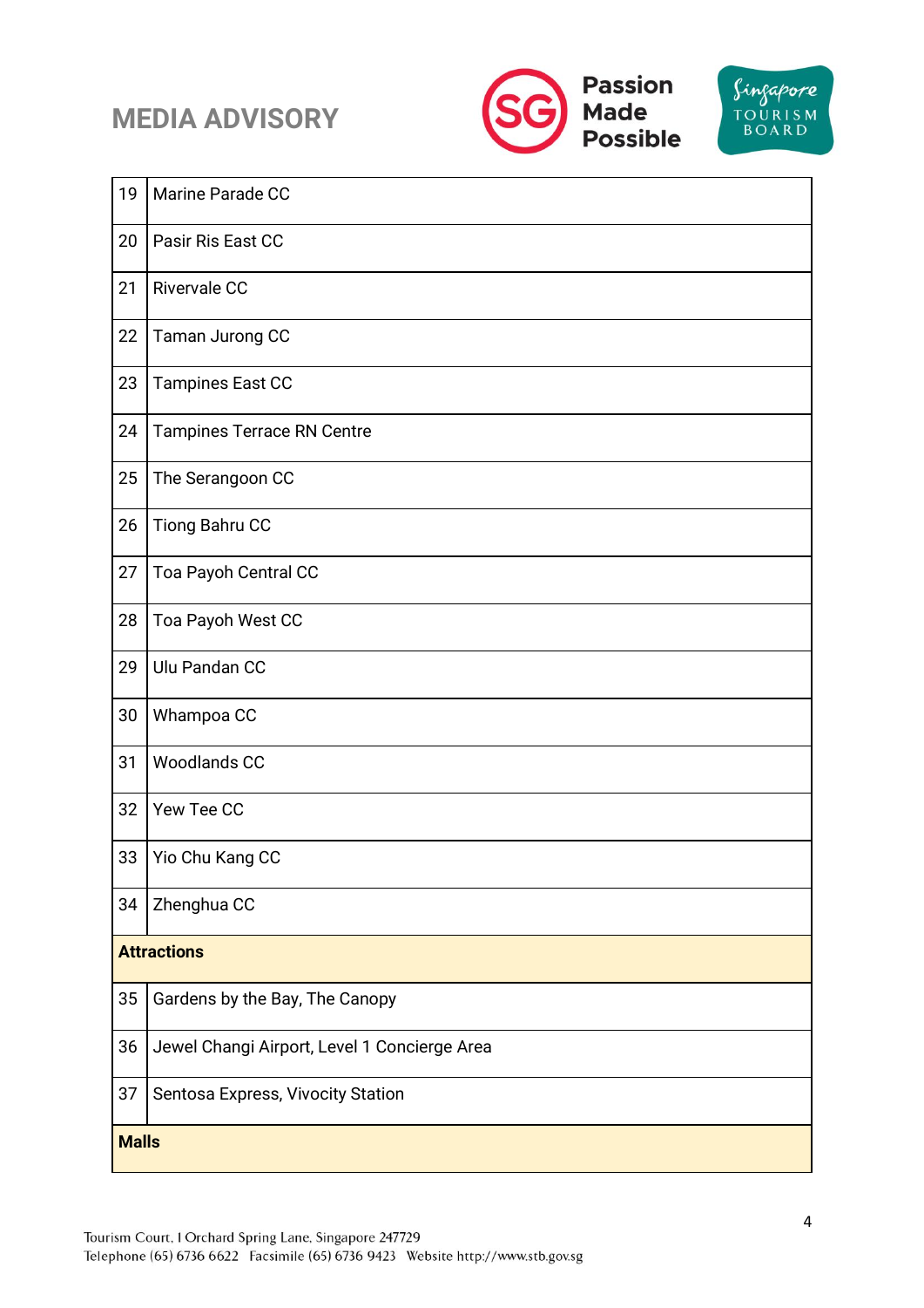| | |
|---|---|
| 19 | Marine Parade CC |
| 20 | Pasir Ris East CC |
| 21 | Rivervale CC |
| 22 | Taman Jurong CC |
| 23 | Tampines East CC |
| 24 | Tampines Terrace RN Centre |
| 25 | The Serangoon CC |
| 26 | Tiong Bahru CC |
| 27 | Toa Payoh Central CC |
| 28 | Toa Payoh West CC |
| 29 | Ulu Pandan CC |
| 30 | Whampoa CC |
| 31 | Woodlands CC |
| 32 | Yew Tee CC |
| 33 | Yio Chu Kang CC |
| 34 | Zhenghua CC |
| **Attractions** | |
| 35 | Gardens by the Bay, The Canopy |
| 36 | Jewel Changi Airport, Level 1 Concierge Area |
| 37 | Sentosa Express, Vivocity Station |
| **Malls** | |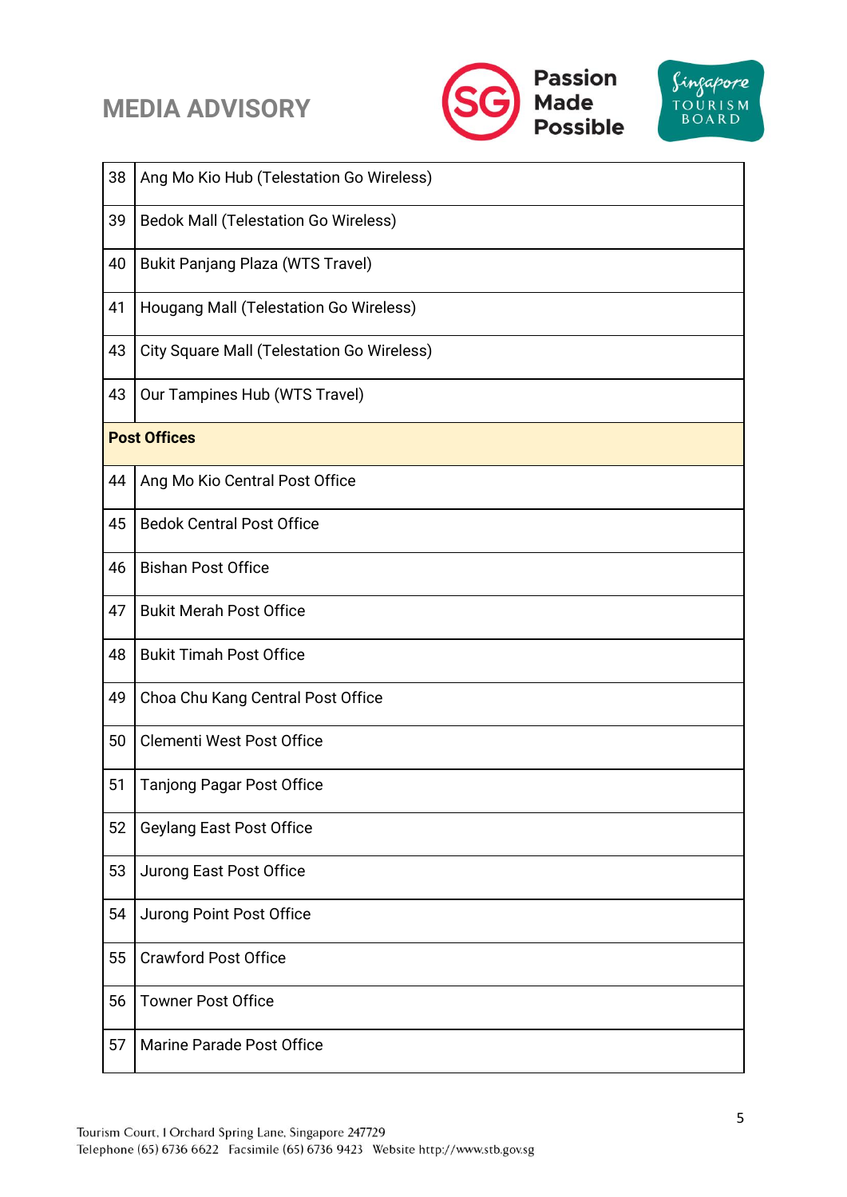| | |
|---|---|
| 38 | Ang Mo Kio Hub (Telestation Go Wireless) |
| 39 | Bedok Mall (Telestation Go Wireless) |
| 40 | Bukit Panjang Plaza (WTS Travel) |
| 41 | Hougang Mall (Telestation Go Wireless) |
| 43 | City Square Mall (Telestation Go Wireless) |
| 43 | Our Tampines Hub (WTS Travel) |
| **Post Offices** | |
| 44 | Ang Mo Kio Central Post Office |
| 45 | Bedok Central Post Office |
| 46 | Bishan Post Office |
| 47 | Bukit Merah Post Office |
| 48 | Bukit Timah Post Office |
| 49 | Choa Chu Kang Central Post Office |
| 50 | Clementi West Post Office |
| 51 | Tanjong Pagar Post Office |
| 52 | Geylang East Post Office |
| 53 | Jurong East Post Office |
| 54 | Jurong Point Post Office |
| 55 | Crawford Post Office |
| 56 | Towner Post Office |
| 57 | Marine Parade Post Office |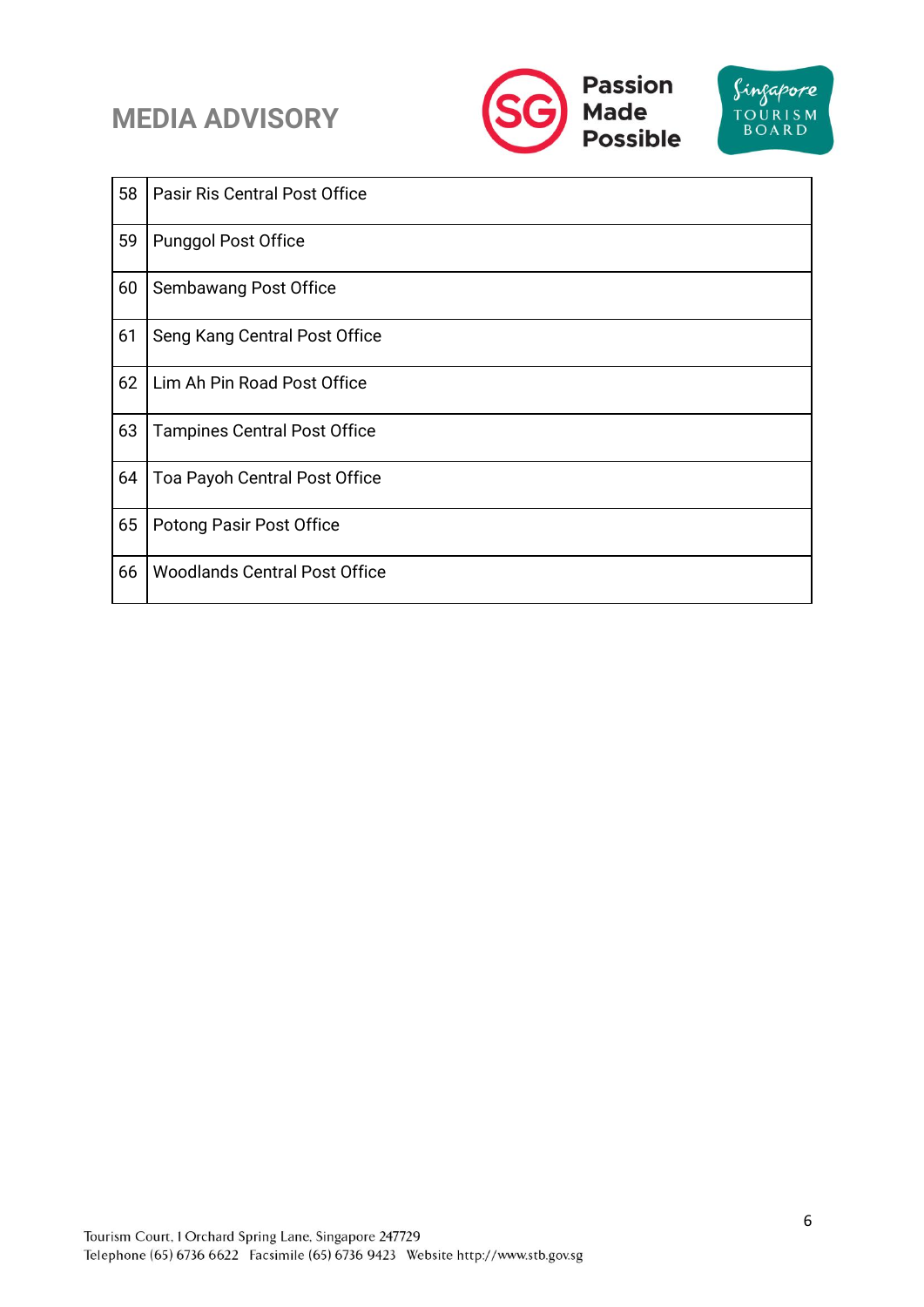| | |
|---|---|
| 58 | Pasir Ris Central Post Office |
| 59 | Punggol Post Office |
| 60 | Sembawang Post Office |
| 61 | Seng Kang Central Post Office |
| 62 | Lim Ah Pin Road Post Office |
| 63 | Tampines Central Post Office |
| 64 | Toa Payoh Central Post Office |
| 65 | Potong Pasir Post Office |
| 66 | Woodlands Central Post Office |